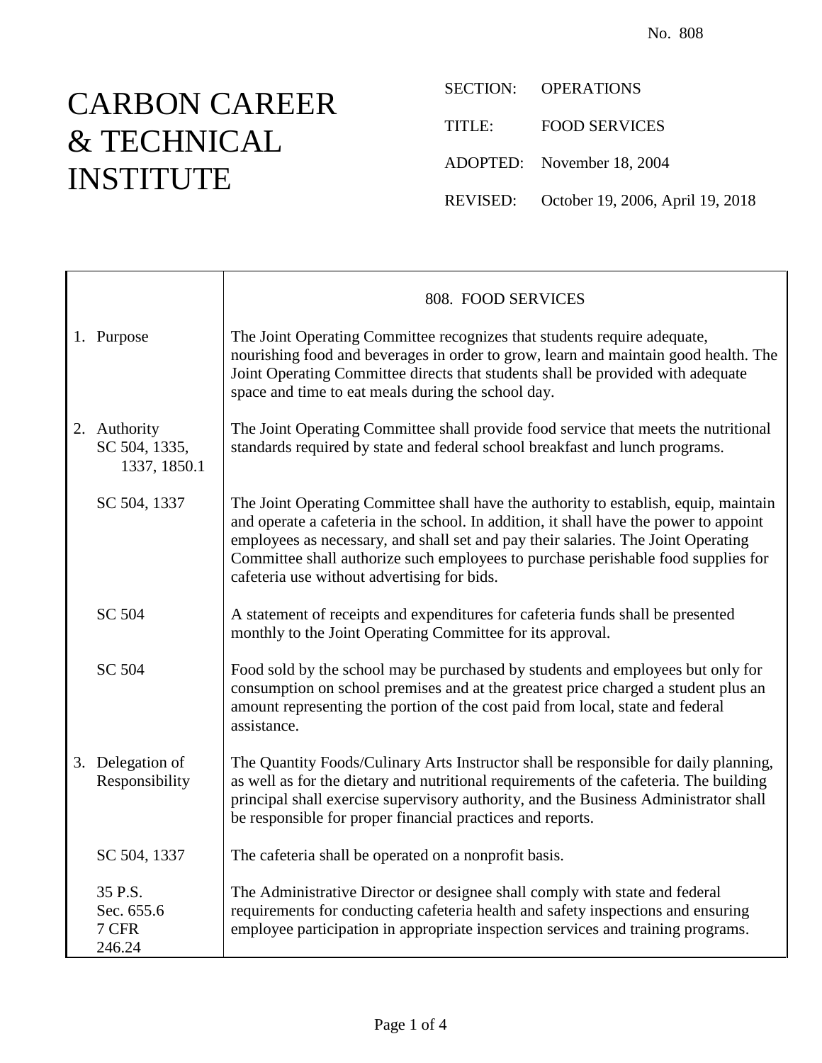No. 808

# CARBON CAREER & TECHNICAL INSTITUTE

SECTION: OPERATIONS

TITLE: FOOD SERVICES

ADOPTED: November 18, 2004

REVISED: October 19, 2006, April 19, 2018

| | 808. FOOD SERVICES |
|---|---|
| 1. Purpose | The Joint Operating Committee recognizes that students require adequate, nourishing food and beverages in order to grow, learn and maintain good health. The Joint Operating Committee directs that students shall be provided with adequate space and time to eat meals during the school day. |
| 2. Authority<br>SC 504, 1335, 1337, 1850.1 | The Joint Operating Committee shall provide food service that meets the nutritional standards required by state and federal school breakfast and lunch programs. |
| SC 504, 1337 | The Joint Operating Committee shall have the authority to establish, equip, maintain and operate a cafeteria in the school. In addition, it shall have the power to appoint employees as necessary, and shall set and pay their salaries. The Joint Operating Committee shall authorize such employees to purchase perishable food supplies for cafeteria use without advertising for bids. |
| SC 504 | A statement of receipts and expenditures for cafeteria funds shall be presented monthly to the Joint Operating Committee for its approval. |
| SC 504 | Food sold by the school may be purchased by students and employees but only for consumption on school premises and at the greatest price charged a student plus an amount representing the portion of the cost paid from local, state and federal assistance. |
| 3. Delegation of Responsibility | The Quantity Foods/Culinary Arts Instructor shall be responsible for daily planning, as well as for the dietary and nutritional requirements of the cafeteria. The building principal shall exercise supervisory authority, and the Business Administrator shall be responsible for proper financial practices and reports. |
| SC 504, 1337 | The cafeteria shall be operated on a nonprofit basis. |
| 35 P.S. Sec. 655.6<br>7 CFR 246.24 | The Administrative Director or designee shall comply with state and federal requirements for conducting cafeteria health and safety inspections and ensuring employee participation in appropriate inspection services and training programs. |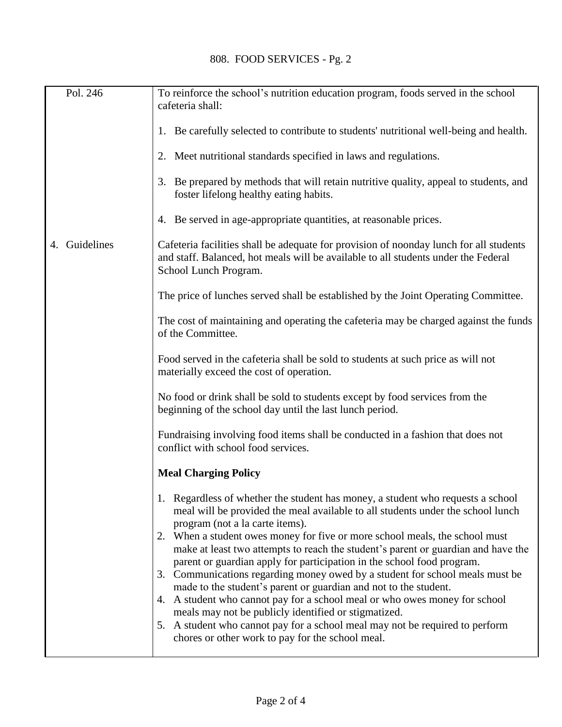Pol. 246

To reinforce the school's nutrition education program, foods served in the school cafeteria shall:

1. Be carefully selected to contribute to students' nutritional well-being and health.

2. Meet nutritional standards specified in laws and regulations.

3. Be prepared by methods that will retain nutritive quality, appeal to students, and foster lifelong healthy eating habits.

4. Be served in age-appropriate quantities, at reasonable prices.

4. Guidelines

Cafeteria facilities shall be adequate for provision of noonday lunch for all students and staff. Balanced, hot meals will be available to all students under the Federal School Lunch Program.

The price of lunches served shall be established by the Joint Operating Committee.

The cost of maintaining and operating the cafeteria may be charged against the funds of the Committee.

Food served in the cafeteria shall be sold to students at such price as will not materially exceed the cost of operation.

No food or drink shall be sold to students except by food services from the beginning of the school day until the last lunch period.

Fundraising involving food items shall be conducted in a fashion that does not conflict with school food services.

**Meal Charging Policy**

1. Regardless of whether the student has money, a student who requests a school meal will be provided the meal available to all students under the school lunch program (not a la carte items).
2. When a student owes money for five or more school meals, the school must make at least two attempts to reach the student's parent or guardian and have the parent or guardian apply for participation in the school food program.
3. Communications regarding money owed by a student for school meals must be made to the student's parent or guardian and not to the student.
4. A student who cannot pay for a school meal or who owes money for school meals may not be publicly identified or stigmatized.
5. A student who cannot pay for a school meal may not be required to perform chores or other work to pay for the school meal.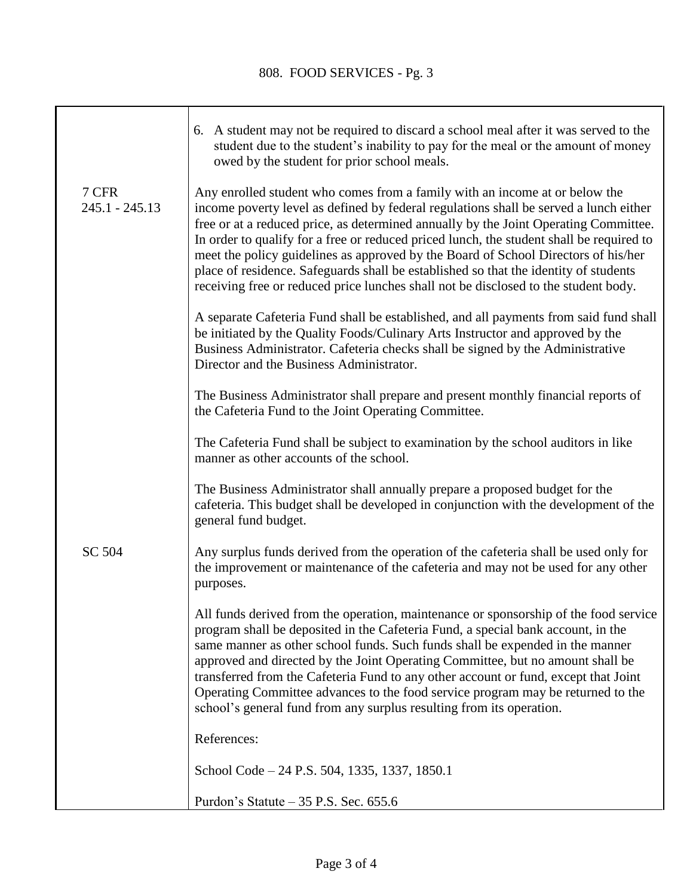6. A student may not be required to discard a school meal after it was served to the student due to the student's inability to pay for the meal or the amount of money owed by the student for prior school meals.

7 CFR 245.1 - 245.13

Any enrolled student who comes from a family with an income at or below the income poverty level as defined by federal regulations shall be served a lunch either free or at a reduced price, as determined annually by the Joint Operating Committee. In order to qualify for a free or reduced priced lunch, the student shall be required to meet the policy guidelines as approved by the Board of School Directors of his/her place of residence. Safeguards shall be established so that the identity of students receiving free or reduced price lunches shall not be disclosed to the student body.

A separate Cafeteria Fund shall be established, and all payments from said fund shall be initiated by the Quality Foods/Culinary Arts Instructor and approved by the Business Administrator. Cafeteria checks shall be signed by the Administrative Director and the Business Administrator.

The Business Administrator shall prepare and present monthly financial reports of the Cafeteria Fund to the Joint Operating Committee.

The Cafeteria Fund shall be subject to examination by the school auditors in like manner as other accounts of the school.

The Business Administrator shall annually prepare a proposed budget for the cafeteria. This budget shall be developed in conjunction with the development of the general fund budget.

SC 504

Any surplus funds derived from the operation of the cafeteria shall be used only for the improvement or maintenance of the cafeteria and may not be used for any other purposes.

All funds derived from the operation, maintenance or sponsorship of the food service program shall be deposited in the Cafeteria Fund, a special bank account, in the same manner as other school funds. Such funds shall be expended in the manner approved and directed by the Joint Operating Committee, but no amount shall be transferred from the Cafeteria Fund to any other account or fund, except that Joint Operating Committee advances to the food service program may be returned to the school's general fund from any surplus resulting from its operation.

References:

School Code – 24 P.S. 504, 1335, 1337, 1850.1

Purdon's Statute – 35 P.S. Sec. 655.6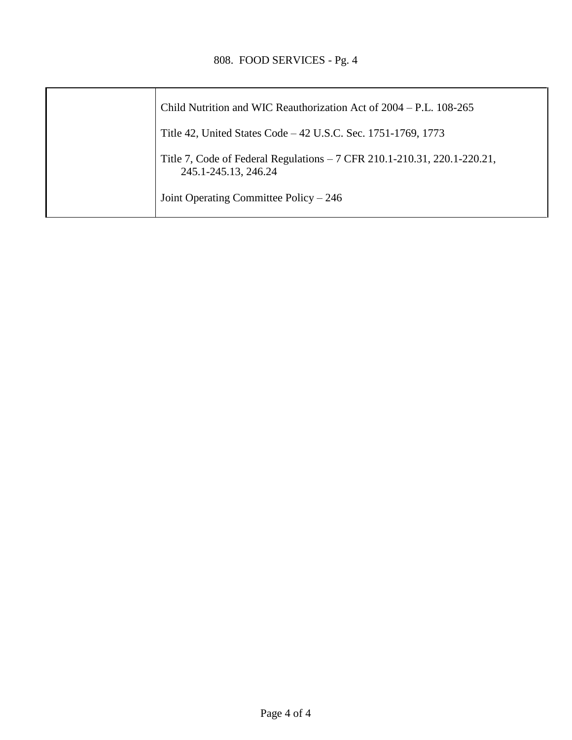| | |
|---|---|
| | Child Nutrition and WIC Reauthorization Act of 2004 – P.L. 108-265<br><br>Title 42, United States Code – 42 U.S.C. Sec. 1751-1769, 1773<br><br>Title 7, Code of Federal Regulations – 7 CFR 210.1-210.31, 220.1-220.21, 245.1-245.13, 246.24<br><br>Joint Operating Committee Policy – 246 |